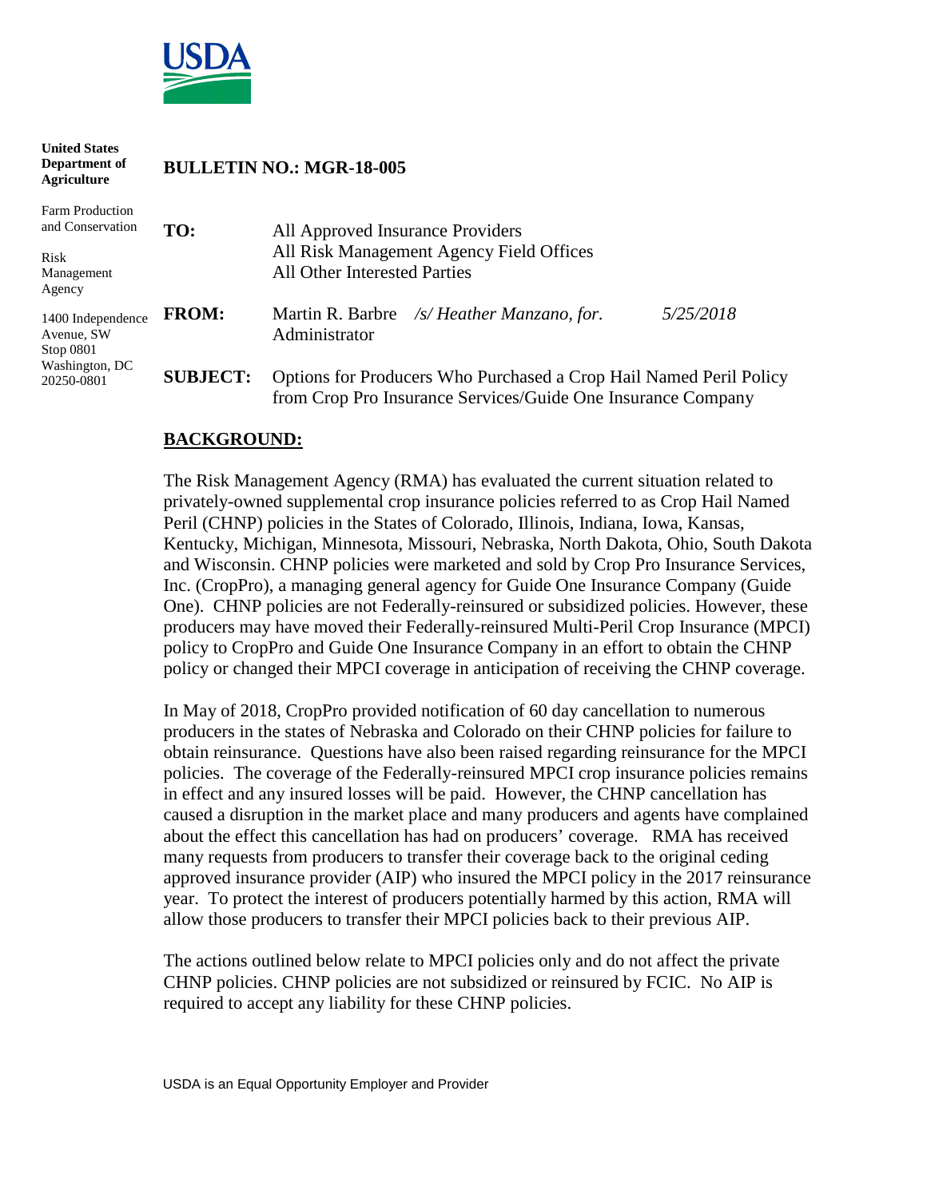USDA

**United States Department of Agriculture**

Farm Production and Conservation

Risk Management Agency

1400 Independence Avenue, SW
Stop 0801
Washington, DC 20250-0801

**BULLETIN NO.: MGR-18-005**

**TO:** All Approved Insurance Providers
All Risk Management Agency Field Offices
All Other Interested Parties

**FROM:** Martin R. Barbre *⁄s⁄ Heather Manzano, for.* *5/25/2018*
Administrator

**SUBJECT:** Options for Producers Who Purchased a Crop Hail Named Peril Policy from Crop Pro Insurance Services/Guide One Insurance Company

## BACKGROUND:

The Risk Management Agency (RMA) has evaluated the current situation related to privately-owned supplemental crop insurance policies referred to as Crop Hail Named Peril (CHNP) policies in the States of Colorado, Illinois, Indiana, Iowa, Kansas, Kentucky, Michigan, Minnesota, Missouri, Nebraska, North Dakota, Ohio, South Dakota and Wisconsin. CHNP policies were marketed and sold by Crop Pro Insurance Services, Inc. (CropPro), a managing general agency for Guide One Insurance Company (Guide One). CHNP policies are not Federally-reinsured or subsidized policies. However, these producers may have moved their Federally-reinsured Multi-Peril Crop Insurance (MPCI) policy to CropPro and Guide One Insurance Company in an effort to obtain the CHNP policy or changed their MPCI coverage in anticipation of receiving the CHNP coverage.

In May of 2018, CropPro provided notification of 60 day cancellation to numerous producers in the states of Nebraska and Colorado on their CHNP policies for failure to obtain reinsurance. Questions have also been raised regarding reinsurance for the MPCI policies. The coverage of the Federally-reinsured MPCI crop insurance policies remains in effect and any insured losses will be paid. However, the CHNP cancellation has caused a disruption in the market place and many producers and agents have complained about the effect this cancellation has had on producers' coverage. RMA has received many requests from producers to transfer their coverage back to the original ceding approved insurance provider (AIP) who insured the MPCI policy in the 2017 reinsurance year. To protect the interest of producers potentially harmed by this action, RMA will allow those producers to transfer their MPCI policies back to their previous AIP.

The actions outlined below relate to MPCI policies only and do not affect the private CHNP policies. CHNP policies are not subsidized or reinsured by FCIC. No AIP is required to accept any liability for these CHNP policies.

USDA is an Equal Opportunity Employer and Provider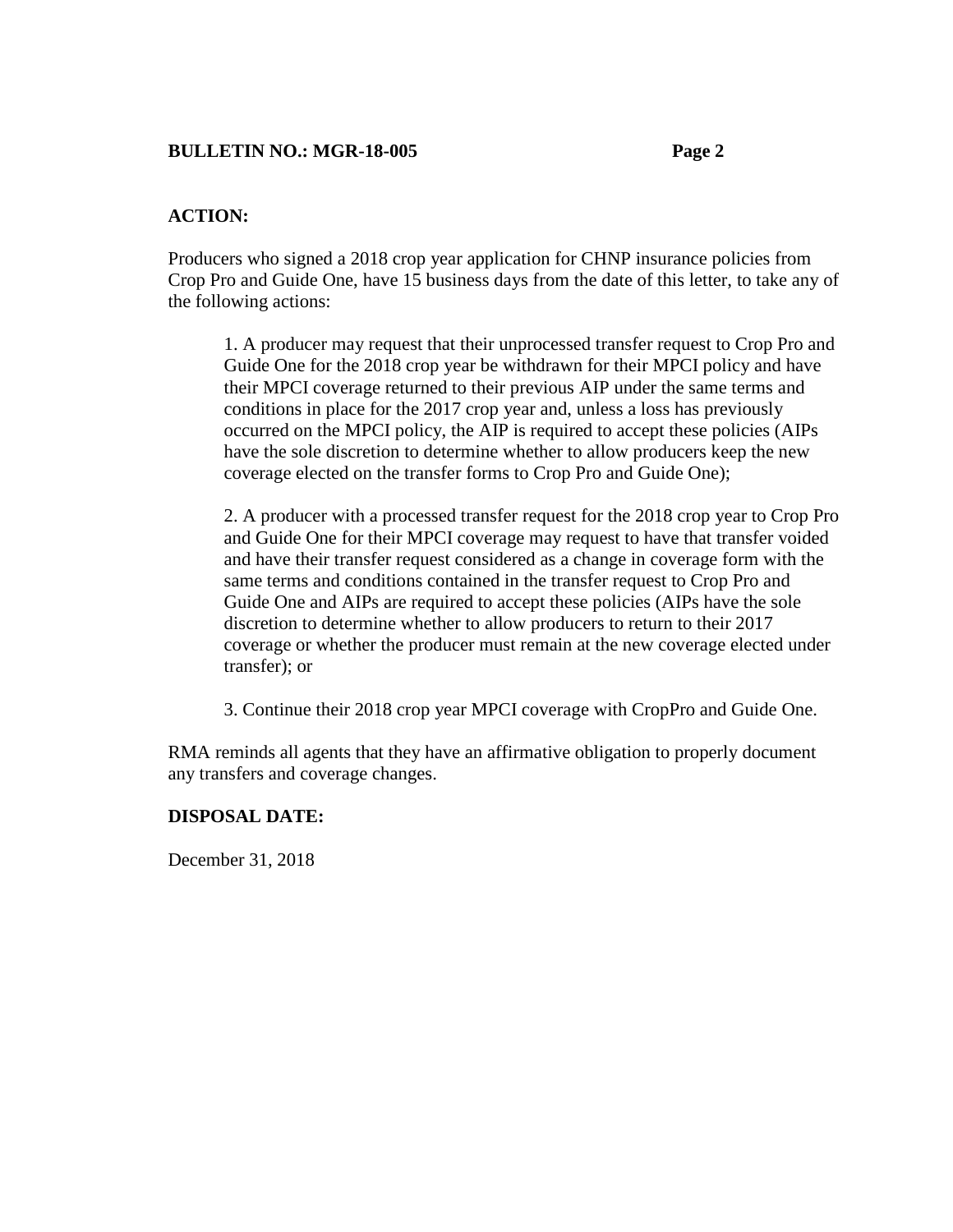**ACTION:**

Producers who signed a 2018 crop year application for CHNP insurance policies from Crop Pro and Guide One, have 15 business days from the date of this letter, to take any of the following actions:

1. A producer may request that their unprocessed transfer request to Crop Pro and Guide One for the 2018 crop year be withdrawn for their MPCI policy and have their MPCI coverage returned to their previous AIP under the same terms and conditions in place for the 2017 crop year and, unless a loss has previously occurred on the MPCI policy, the AIP is required to accept these policies (AIPs have the sole discretion to determine whether to allow producers keep the new coverage elected on the transfer forms to Crop Pro and Guide One);

2. A producer with a processed transfer request for the 2018 crop year to Crop Pro and Guide One for their MPCI coverage may request to have that transfer voided and have their transfer request considered as a change in coverage form with the same terms and conditions contained in the transfer request to Crop Pro and Guide One and AIPs are required to accept these policies (AIPs have the sole discretion to determine whether to allow producers to return to their 2017 coverage or whether the producer must remain at the new coverage elected under transfer); or

3. Continue their 2018 crop year MPCI coverage with CropPro and Guide One.

RMA reminds all agents that they have an affirmative obligation to properly document any transfers and coverage changes.

**DISPOSAL DATE:**

December 31, 2018